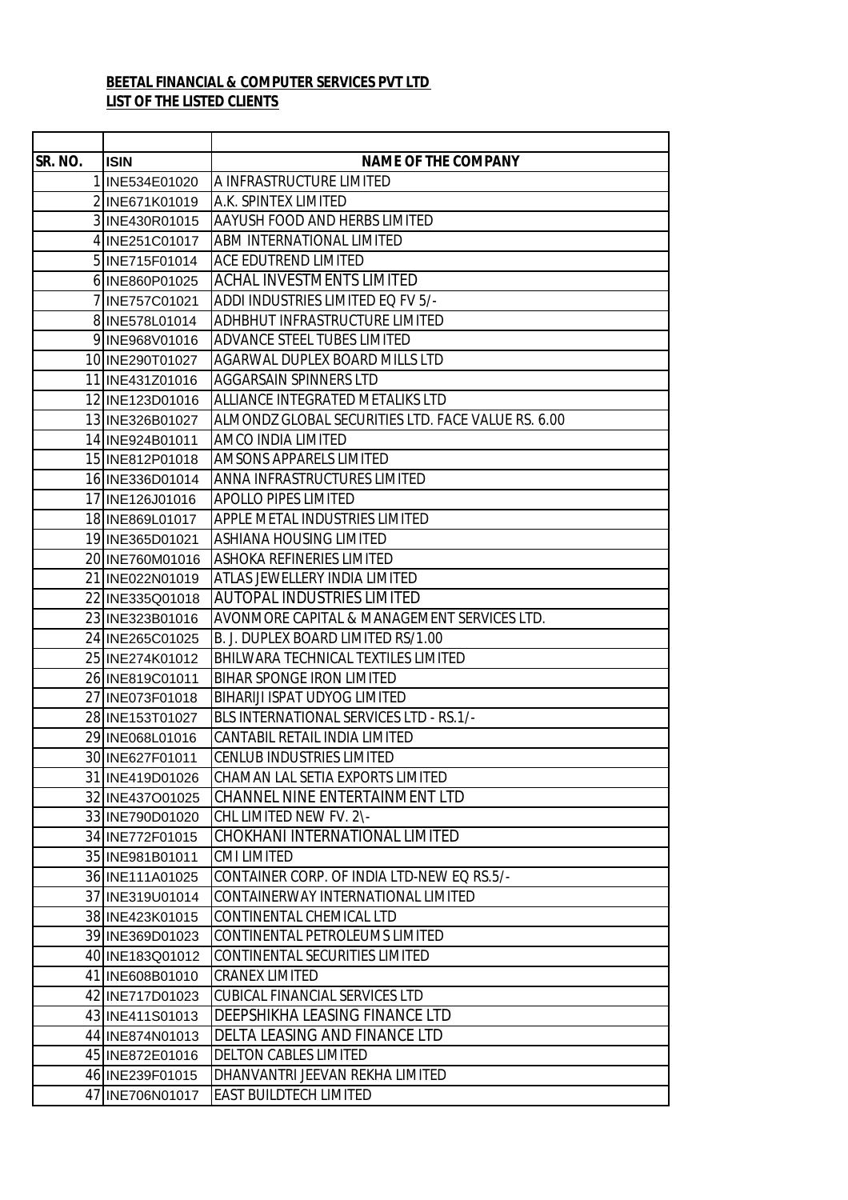**BEETAL FINANCIAL & COMPUTER SERVICES PVT LTD**
**LIST OF THE LISTED CLIENTS**

| SR. NO. | ISIN | NAME OF THE COMPANY |
|---|---|---|
| 1 | INE534E01020 | A INFRASTRUCTURE LIMITED |
| 2 | INE671K01019 | A.K. SPINTEX LIMITED |
| 3 | INE430R01015 | AAYUSH FOOD AND HERBS LIMITED |
| 4 | INE251C01017 | ABM INTERNATIONAL LIMITED |
| 5 | INE715F01014 | ACE EDUTREND LIMITED |
| 6 | INE860P01025 | ACHAL INVESTMENTS LIMITED |
| 7 | INE757C01021 | ADDI INDUSTRIES LIMITED EQ FV 5/- |
| 8 | INE578L01014 | ADHBHUT INFRASTRUCTURE LIMITED |
| 9 | INE968V01016 | ADVANCE STEEL TUBES LIMITED |
| 10 | INE290T01027 | AGARWAL DUPLEX BOARD MILLS LTD |
| 11 | INE431Z01016 | AGGARSAIN SPINNERS LTD |
| 12 | INE123D01016 | ALLIANCE INTEGRATED METALIKS LTD |
| 13 | INE326B01027 | ALMONDZ GLOBAL SECURITIES LTD. FACE VALUE RS. 6.00 |
| 14 | INE924B01011 | AMCO INDIA LIMITED |
| 15 | INE812P01018 | AMSONS APPARELS LIMITED |
| 16 | INE336D01014 | ANNA INFRASTRUCTURES LIMITED |
| 17 | INE126J01016 | APOLLO PIPES LIMITED |
| 18 | INE869L01017 | APPLE METAL INDUSTRIES LIMITED |
| 19 | INE365D01021 | ASHIANA HOUSING LIMITED |
| 20 | INE760M01016 | ASHOKA REFINERIES LIMITED |
| 21 | INE022N01019 | ATLAS JEWELLERY INDIA LIMITED |
| 22 | INE335Q01018 | AUTOPAL INDUSTRIES LIMITED |
| 23 | INE323B01016 | AVONMORE CAPITAL & MANAGEMENT SERVICES LTD. |
| 24 | INE265C01025 | B. J. DUPLEX BOARD LIMITED RS/1.00 |
| 25 | INE274K01012 | BHILWARA TECHNICAL TEXTILES LIMITED |
| 26 | INE819C01011 | BIHAR SPONGE IRON LIMITED |
| 27 | INE073F01018 | BIHARIJI ISPAT UDYOG LIMITED |
| 28 | INE153T01027 | BLS INTERNATIONAL SERVICES LTD - RS.1/- |
| 29 | INE068L01016 | CANTABIL RETAIL INDIA LIMITED |
| 30 | INE627F01011 | CENLUB INDUSTRIES LIMITED |
| 31 | INE419D01026 | CHAMAN LAL SETIA EXPORTS LIMITED |
| 32 | INE437O01025 | CHANNEL NINE ENTERTAINMENT LTD |
| 33 | INE790D01020 | CHL LIMITED NEW FV. 2\- |
| 34 | INE772F01015 | CHOKHANI INTERNATIONAL LIMITED |
| 35 | INE981B01011 | CMI LIMITED |
| 36 | INE111A01025 | CONTAINER CORP. OF INDIA LTD-NEW EQ RS.5/- |
| 37 | INE319U01014 | CONTAINERWAY INTERNATIONAL LIMITED |
| 38 | INE423K01015 | CONTINENTAL CHEMICAL LTD |
| 39 | INE369D01023 | CONTINENTAL PETROLEUMS LIMITED |
| 40 | INE183Q01012 | CONTINENTAL SECURITIES LIMITED |
| 41 | INE608B01010 | CRANEX LIMITED |
| 42 | INE717D01023 | CUBICAL FINANCIAL SERVICES LTD |
| 43 | INE411S01013 | DEEPSHIKHA LEASING FINANCE LTD |
| 44 | INE874N01013 | DELTA LEASING AND FINANCE LTD |
| 45 | INE872E01016 | DELTON CABLES LIMITED |
| 46 | INE239F01015 | DHANVANTRI JEEVAN REKHA LIMITED |
| 47 | INE706N01017 | EAST BUILDTECH LIMITED |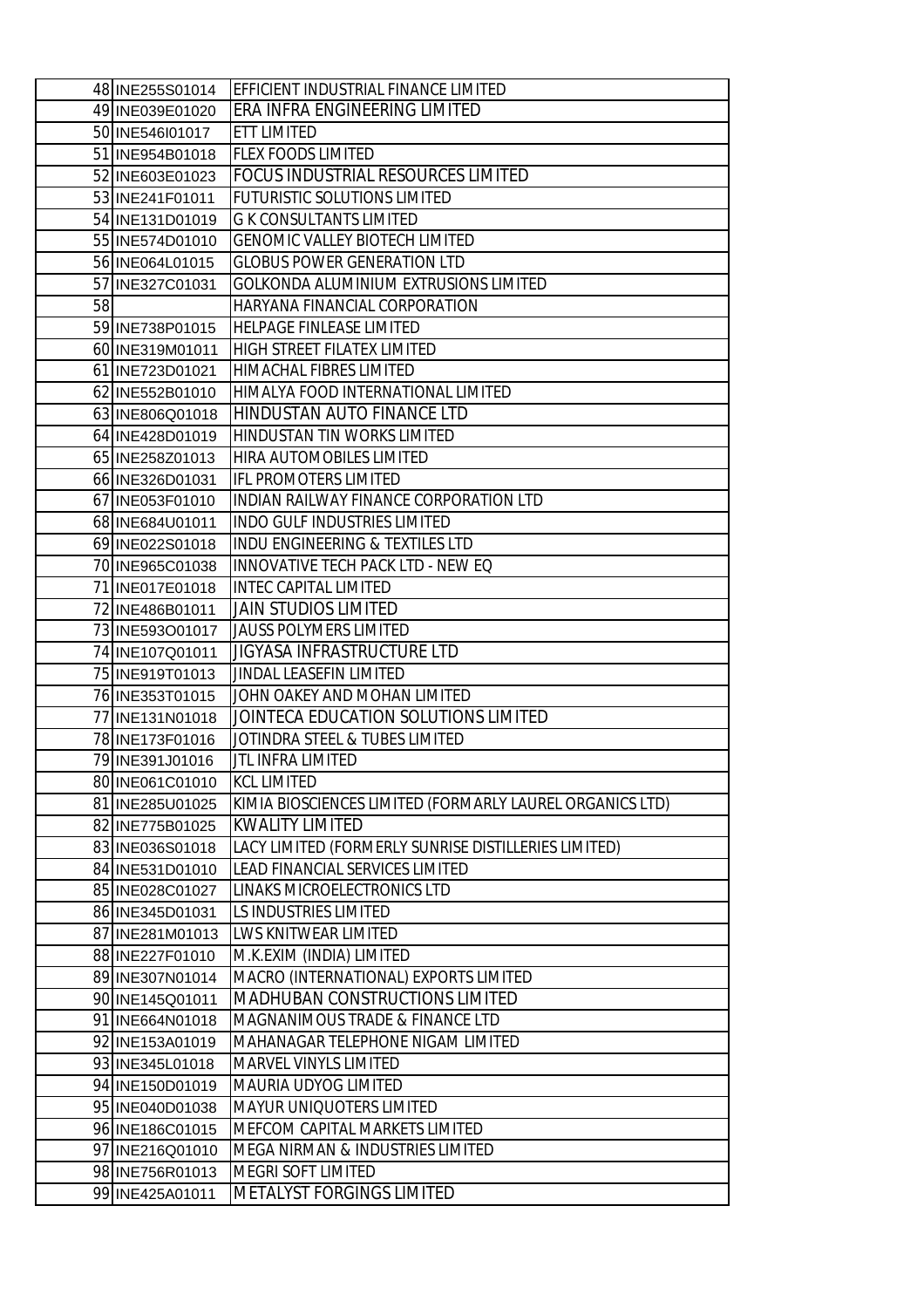| | | |
|---|---|---|
| 48 | INE255S01014 | EFFICIENT INDUSTRIAL FINANCE LIMITED |
| 49 | INE039E01020 | ERA INFRA ENGINEERING LIMITED |
| 50 | INE546I01017 | ETT LIMITED |
| 51 | INE954B01018 | FLEX FOODS LIMITED |
| 52 | INE603E01023 | FOCUS INDUSTRIAL RESOURCES LIMITED |
| 53 | INE241F01011 | FUTURISTIC SOLUTIONS LIMITED |
| 54 | INE131D01019 | G K CONSULTANTS LIMITED |
| 55 | INE574D01010 | GENOMIC VALLEY BIOTECH LIMITED |
| 56 | INE064L01015 | GLOBUS POWER GENERATION LTD |
| 57 | INE327C01031 | GOLKONDA ALUMINIUM EXTRUSIONS LIMITED |
| 58 | | HARYANA FINANCIAL CORPORATION |
| 59 | INE738P01015 | HELPAGE FINLEASE LIMITED |
| 60 | INE319M01011 | HIGH STREET FILATEX LIMITED |
| 61 | INE723D01021 | HIMACHAL FIBRES LIMITED |
| 62 | INE552B01010 | HIMALYA FOOD INTERNATIONAL LIMITED |
| 63 | INE806Q01018 | HINDUSTAN AUTO FINANCE LTD |
| 64 | INE428D01019 | HINDUSTAN TIN WORKS LIMITED |
| 65 | INE258Z01013 | HIRA AUTOMOBILES LIMITED |
| 66 | INE326D01031 | IFL PROMOTERS LIMITED |
| 67 | INE053F01010 | INDIAN RAILWAY FINANCE CORPORATION LTD |
| 68 | INE684U01011 | INDO GULF INDUSTRIES LIMITED |
| 69 | INE022S01018 | INDU ENGINEERING & TEXTILES LTD |
| 70 | INE965C01038 | INNOVATIVE TECH PACK LTD - NEW EQ |
| 71 | INE017E01018 | INTEC CAPITAL LIMITED |
| 72 | INE486B01011 | JAIN STUDIOS LIMITED |
| 73 | INE593O01017 | JAUSS POLYMERS LIMITED |
| 74 | INE107Q01011 | JIGYASA INFRASTRUCTURE LTD |
| 75 | INE919T01013 | JINDAL LEASEFIN LIMITED |
| 76 | INE353T01015 | JOHN OAKEY AND MOHAN LIMITED |
| 77 | INE131N01018 | JOINTECA EDUCATION SOLUTIONS LIMITED |
| 78 | INE173F01016 | JOTINDRA STEEL & TUBES LIMITED |
| 79 | INE391J01016 | JTL INFRA LIMITED |
| 80 | INE061C01010 | KCL LIMITED |
| 81 | INE285U01025 | KIMIA BIOSCIENCES LIMITED (FORMARLY LAUREL ORGANICS LTD) |
| 82 | INE775B01025 | KWALITY LIMITED |
| 83 | INE036S01018 | LACY LIMITED (FORMERLY SUNRISE DISTILLERIES LIMITED) |
| 84 | INE531D01010 | LEAD FINANCIAL SERVICES LIMITED |
| 85 | INE028C01027 | LINAKS MICROELECTRONICS LTD |
| 86 | INE345D01031 | LS INDUSTRIES LIMITED |
| 87 | INE281M01013 | LWS KNITWEAR LIMITED |
| 88 | INE227F01010 | M.K.EXIM (INDIA) LIMITED |
| 89 | INE307N01014 | MACRO (INTERNATIONAL) EXPORTS LIMITED |
| 90 | INE145Q01011 | MADHUBAN CONSTRUCTIONS LIMITED |
| 91 | INE664N01018 | MAGNANIMOUS TRADE & FINANCE LTD |
| 92 | INE153A01019 | MAHANAGAR TELEPHONE NIGAM LIMITED |
| 93 | INE345L01018 | MARVEL VINYLS LIMITED |
| 94 | INE150D01019 | MAURIA UDYOG LIMITED |
| 95 | INE040D01038 | MAYUR UNIQUOTERS LIMITED |
| 96 | INE186C01015 | MEFCOM CAPITAL MARKETS LIMITED |
| 97 | INE216Q01010 | MEGA NIRMAN & INDUSTRIES LIMITED |
| 98 | INE756R01013 | MEGRI SOFT LIMITED |
| 99 | INE425A01011 | METALYST FORGINGS LIMITED |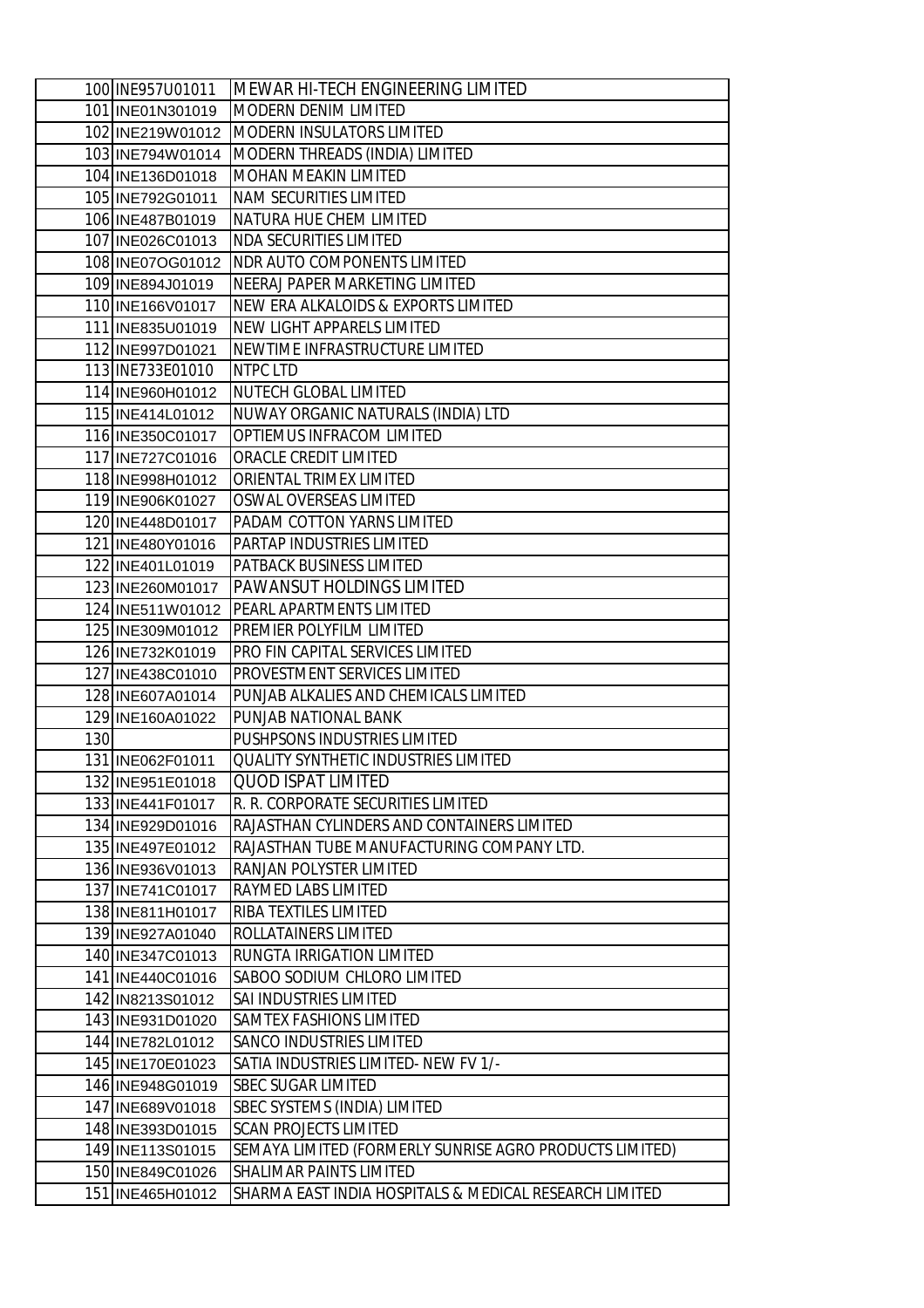| | | |
|---|---|---|
| 100 | INE957U01011 | MEWAR HI-TECH ENGINEERING LIMITED |
| 101 | INE01N301019 | MODERN DENIM LIMITED |
| 102 | INE219W01012 | MODERN INSULATORS LIMITED |
| 103 | INE794W01014 | MODERN THREADS (INDIA) LIMITED |
| 104 | INE136D01018 | MOHAN MEAKIN LIMITED |
| 105 | INE792G01011 | NAM SECURITIES LIMITED |
| 106 | INE487B01019 | NATURA HUE CHEM LIMITED |
| 107 | INE026C01013 | NDA SECURITIES LIMITED |
| 108 | INE07OG01012 | NDR AUTO COMPONENTS LIMITED |
| 109 | INE894J01019 | NEERAJ PAPER MARKETING LIMITED |
| 110 | INE166V01017 | NEW ERA ALKALOIDS & EXPORTS LIMITED |
| 111 | INE835U01019 | NEW LIGHT APPARELS LIMITED |
| 112 | INE997D01021 | NEWTIME INFRASTRUCTURE LIMITED |
| 113 | INE733E01010 | NTPC LTD |
| 114 | INE960H01012 | NUTECH GLOBAL LIMITED |
| 115 | INE414L01012 | NUWAY ORGANIC NATURALS (INDIA) LTD |
| 116 | INE350C01017 | OPTIEMUS INFRACOM LIMITED |
| 117 | INE727C01016 | ORACLE CREDIT LIMITED |
| 118 | INE998H01012 | ORIENTAL TRIMEX LIMITED |
| 119 | INE906K01027 | OSWAL OVERSEAS LIMITED |
| 120 | INE448D01017 | PADAM COTTON YARNS LIMITED |
| 121 | INE480Y01016 | PARTAP INDUSTRIES LIMITED |
| 122 | INE401L01019 | PATBACK BUSINESS LIMITED |
| 123 | INE260M01017 | PAWANSUT HOLDINGS LIMITED |
| 124 | INE511W01012 | PEARL APARTMENTS LIMITED |
| 125 | INE309M01012 | PREMIER POLYFILM LIMITED |
| 126 | INE732K01019 | PRO FIN CAPITAL SERVICES LIMITED |
| 127 | INE438C01010 | PROVESTMENT SERVICES LIMITED |
| 128 | INE607A01014 | PUNJAB ALKALIES AND CHEMICALS LIMITED |
| 129 | INE160A01022 | PUNJAB NATIONAL BANK |
| 130 | | PUSHPSONS INDUSTRIES LIMITED |
| 131 | INE062F01011 | QUALITY SYNTHETIC INDUSTRIES LIMITED |
| 132 | INE951E01018 | QUOD ISPAT LIMITED |
| 133 | INE441F01017 | R. R. CORPORATE SECURITIES LIMITED |
| 134 | INE929D01016 | RAJASTHAN CYLINDERS AND CONTAINERS LIMITED |
| 135 | INE497E01012 | RAJASTHAN TUBE MANUFACTURING COMPANY LTD. |
| 136 | INE936V01013 | RANJAN POLYSTER LIMITED |
| 137 | INE741C01017 | RAYMED LABS LIMITED |
| 138 | INE811H01017 | RIBA TEXTILES LIMITED |
| 139 | INE927A01040 | ROLLATAINERS LIMITED |
| 140 | INE347C01013 | RUNGTA IRRIGATION LIMITED |
| 141 | INE440C01016 | SABOO SODIUM CHLORO LIMITED |
| 142 | IN8213S01012 | SAI INDUSTRIES LIMITED |
| 143 | INE931D01020 | SAMTEX FASHIONS LIMITED |
| 144 | INE782L01012 | SANCO INDUSTRIES LIMITED |
| 145 | INE170E01023 | SATIA INDUSTRIES LIMITED- NEW FV 1/- |
| 146 | INE948G01019 | SBEC SUGAR LIMITED |
| 147 | INE689V01018 | SBEC SYSTEMS (INDIA) LIMITED |
| 148 | INE393D01015 | SCAN PROJECTS LIMITED |
| 149 | INE113S01015 | SEMAYA LIMITED (FORMERLY SUNRISE AGRO PRODUCTS LIMITED) |
| 150 | INE849C01026 | SHALIMAR PAINTS LIMITED |
| 151 | INE465H01012 | SHARMA EAST INDIA HOSPITALS & MEDICAL RESEARCH LIMITED |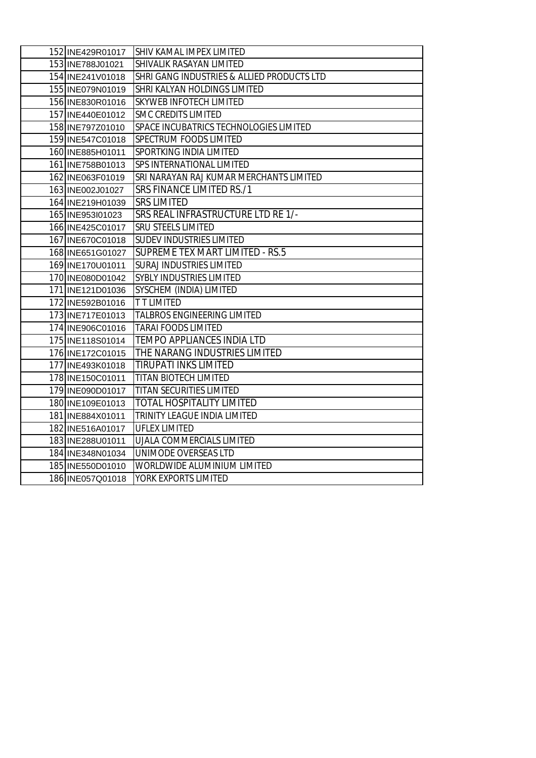| | | |
|---|---|---|
| 152 | INE429R01017 | SHIV KAMAL IMPEX LIMITED |
| 153 | INE788J01021 | SHIVALIK RASAYAN LIMITED |
| 154 | INE241V01018 | SHRI GANG INDUSTRIES & ALLIED PRODUCTS LTD |
| 155 | INE079N01019 | SHRI KALYAN HOLDINGS LIMITED |
| 156 | INE830R01016 | SKYWEB INFOTECH LIMITED |
| 157 | INE440E01012 | SMC CREDITS LIMITED |
| 158 | INE797Z01010 | SPACE INCUBATRICS TECHNOLOGIES LIMITED |
| 159 | INE547C01018 | SPECTRUM FOODS LIMITED |
| 160 | INE885H01011 | SPORTKING INDIA LIMITED |
| 161 | INE758B01013 | SPS INTERNATIONAL LIMITED |
| 162 | INE063F01019 | SRI NARAYAN RAJ KUMAR MERCHANTS LIMITED |
| 163 | INE002J01027 | SRS FINANCE LIMITED RS./1 |
| 164 | INE219H01039 | SRS LIMITED |
| 165 | INE953I01023 | SRS REAL INFRASTRUCTURE LTD RE 1/- |
| 166 | INE425C01017 | SRU STEELS LIMITED |
| 167 | INE670C01018 | SUDEV INDUSTRIES LIMITED |
| 168 | INE651G01027 | SUPREME TEX MART LIMITED - RS.5 |
| 169 | INE170U01011 | SURAJ INDUSTRIES LIMITED |
| 170 | INE080D01042 | SYBLY INDUSTRIES LIMITED |
| 171 | INE121D01036 | SYSCHEM (INDIA) LIMITED |
| 172 | INE592B01016 | T T LIMITED |
| 173 | INE717E01013 | TALBROS ENGINEERING LIMITED |
| 174 | INE906C01016 | TARAI FOODS LIMITED |
| 175 | INE118S01014 | TEMPO APPLIANCES INDIA LTD |
| 176 | INE172C01015 | THE NARANG INDUSTRIES LIMITED |
| 177 | INE493K01018 | TIRUPATI INKS LIMITED |
| 178 | INE150C01011 | TITAN BIOTECH LIMITED |
| 179 | INE090D01017 | TITAN SECURITIES LIMITED |
| 180 | INE109E01013 | TOTAL HOSPITALITY LIMITED |
| 181 | INE884X01011 | TRINITY LEAGUE INDIA LIMITED |
| 182 | INE516A01017 | UFLEX LIMITED |
| 183 | INE288U01011 | UJALA COMMERCIALS LIMITED |
| 184 | INE348N01034 | UNIMODE OVERSEAS LTD |
| 185 | INE550D01010 | WORLDWIDE ALUMINIUM LIMITED |
| 186 | INE057Q01018 | YORK EXPORTS LIMITED |